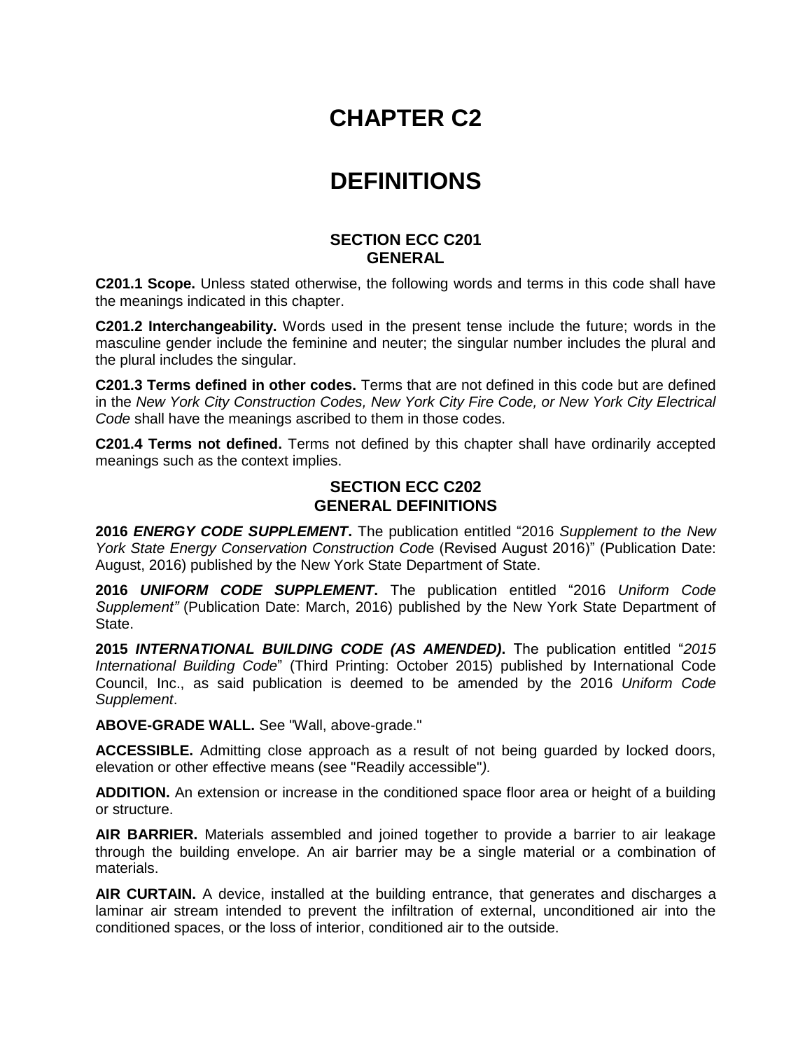# CHAPTER C2

# DEFINITIONS

## SECTION ECC C201
## GENERAL

**C201.1 Scope.** Unless stated otherwise, the following words and terms in this code shall have the meanings indicated in this chapter.

**C201.2 Interchangeability.** Words used in the present tense include the future; words in the masculine gender include the feminine and neuter; the singular number includes the plural and the plural includes the singular.

**C201.3 Terms defined in other codes.** Terms that are not defined in this code but are defined in the *New York City Construction Codes, New York City Fire Code, or New York City Electrical Code* shall have the meanings ascribed to them in those codes.

**C201.4 Terms not defined.** Terms not defined by this chapter shall have ordinarily accepted meanings such as the context implies.

## SECTION ECC C202
## GENERAL DEFINITIONS

**2016 *ENERGY CODE SUPPLEMENT*.** The publication entitled "2016 *Supplement to the New York State Energy Conservation Construction Code* (Revised August 2016)" (Publication Date: August, 2016) published by the New York State Department of State.

**2016 *UNIFORM CODE SUPPLEMENT*.** The publication entitled "2016 *Uniform Code Supplement"* (Publication Date: March, 2016) published by the New York State Department of State.

**2015 *INTERNATIONAL BUILDING CODE (AS AMENDED)*.** The publication entitled "*2015 International Building Code*" (Third Printing: October 2015) published by International Code Council, Inc., as said publication is deemed to be amended by the 2016 *Uniform Code Supplement*.

**ABOVE-GRADE WALL.** See "Wall, above-grade."

**ACCESSIBLE.** Admitting close approach as a result of not being guarded by locked doors, elevation or other effective means (see "Readily accessible"*).*

**ADDITION.** An extension or increase in the conditioned space floor area or height of a building or structure.

**AIR BARRIER.** Materials assembled and joined together to provide a barrier to air leakage through the building envelope. An air barrier may be a single material or a combination of materials.

**AIR CURTAIN.** A device, installed at the building entrance, that generates and discharges a laminar air stream intended to prevent the infiltration of external, unconditioned air into the conditioned spaces, or the loss of interior, conditioned air to the outside.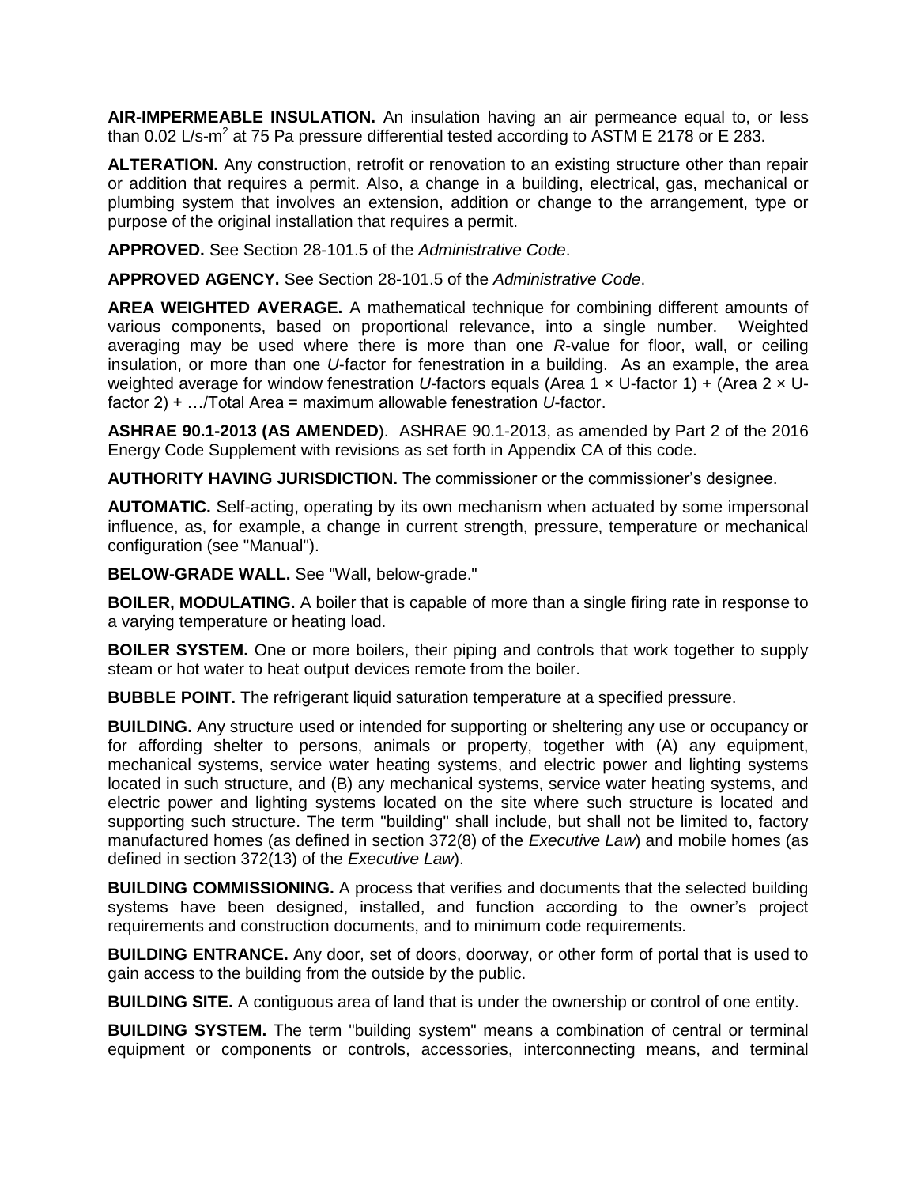**AIR-IMPERMEABLE INSULATION.** An insulation having an air permeance equal to, or less than 0.02 L/s-$m^2$ at 75 Pa pressure differential tested according to ASTM E 2178 or E 283.

**ALTERATION.** Any construction, retrofit or renovation to an existing structure other than repair or addition that requires a permit. Also, a change in a building, electrical, gas, mechanical or plumbing system that involves an extension, addition or change to the arrangement, type or purpose of the original installation that requires a permit.

**APPROVED.** See Section 28-101.5 of the *Administrative Code*.

**APPROVED AGENCY.** See Section 28-101.5 of the *Administrative Code*.

**AREA WEIGHTED AVERAGE.** A mathematical technique for combining different amounts of various components, based on proportional relevance, into a single number. Weighted averaging may be used where there is more than one *R*-value for floor, wall, or ceiling insulation, or more than one *U*-factor for fenestration in a building. As an example, the area weighted average for window fenestration *U*-factors equals (Area 1 × U-factor 1) + (Area 2 × U-factor 2) + …/Total Area = maximum allowable fenestration *U*-factor.

**ASHRAE 90.1-2013 (AS AMENDED**). ASHRAE 90.1-2013, as amended by Part 2 of the 2016 Energy Code Supplement with revisions as set forth in Appendix CA of this code.

**AUTHORITY HAVING JURISDICTION.** The commissioner or the commissioner's designee.

**AUTOMATIC.** Self-acting, operating by its own mechanism when actuated by some impersonal influence, as, for example, a change in current strength, pressure, temperature or mechanical configuration (see "Manual").

**BELOW-GRADE WALL.** See "Wall, below-grade."

**BOILER, MODULATING.** A boiler that is capable of more than a single firing rate in response to a varying temperature or heating load.

**BOILER SYSTEM.** One or more boilers, their piping and controls that work together to supply steam or hot water to heat output devices remote from the boiler.

**BUBBLE POINT.** The refrigerant liquid saturation temperature at a specified pressure.

**BUILDING.** Any structure used or intended for supporting or sheltering any use or occupancy or for affording shelter to persons, animals or property, together with (A) any equipment, mechanical systems, service water heating systems, and electric power and lighting systems located in such structure, and (B) any mechanical systems, service water heating systems, and electric power and lighting systems located on the site where such structure is located and supporting such structure. The term "building" shall include, but shall not be limited to, factory manufactured homes (as defined in section 372(8) of the *Executive Law*) and mobile homes (as defined in section 372(13) of the *Executive Law*).

**BUILDING COMMISSIONING.** A process that verifies and documents that the selected building systems have been designed, installed, and function according to the owner's project requirements and construction documents, and to minimum code requirements.

**BUILDING ENTRANCE.** Any door, set of doors, doorway, or other form of portal that is used to gain access to the building from the outside by the public.

**BUILDING SITE.** A contiguous area of land that is under the ownership or control of one entity.

**BUILDING SYSTEM.** The term "building system" means a combination of central or terminal equipment or components or controls, accessories, interconnecting means, and terminal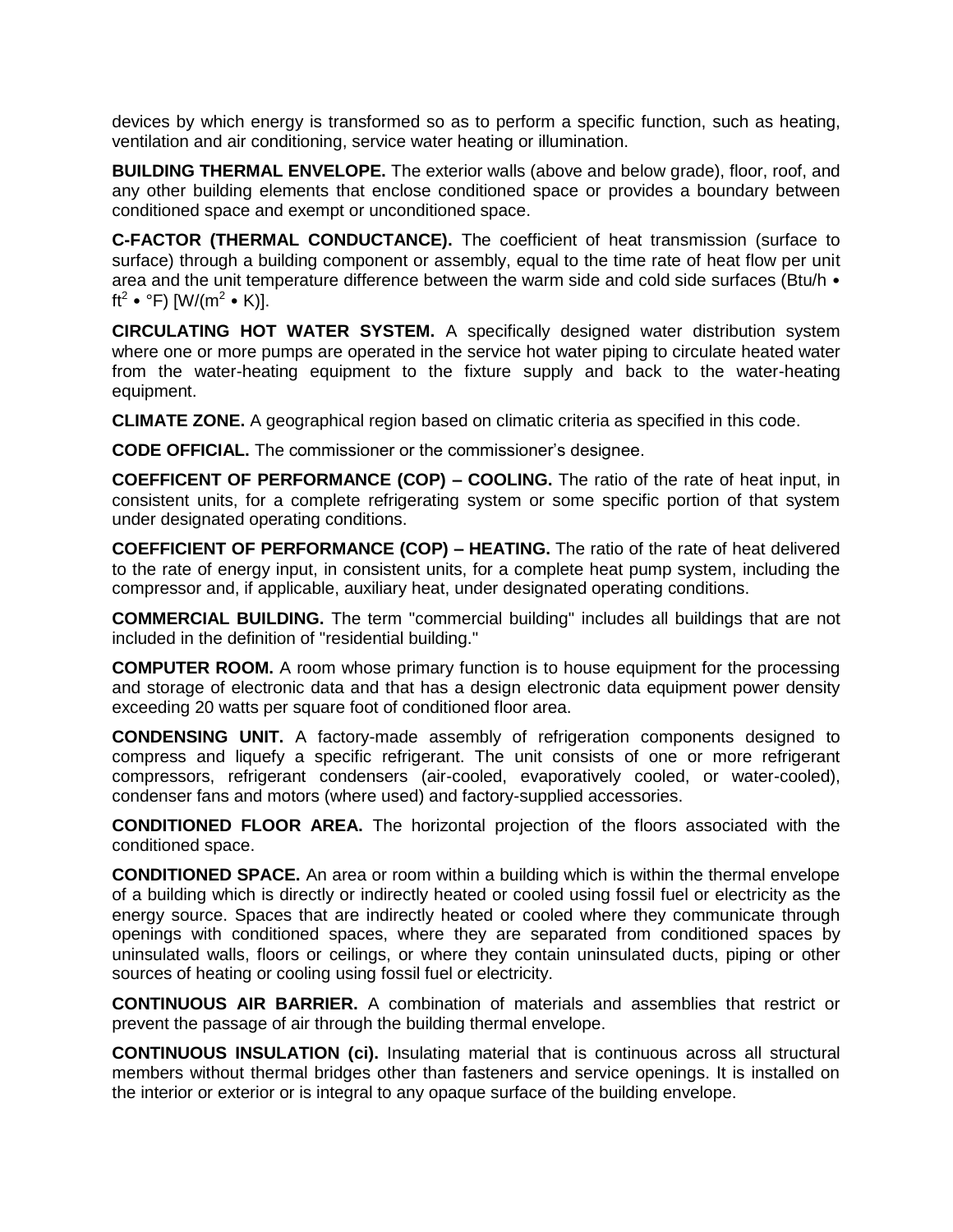devices by which energy is transformed so as to perform a specific function, such as heating, ventilation and air conditioning, service water heating or illumination.

**BUILDING THERMAL ENVELOPE.** The exterior walls (above and below grade), floor, roof, and any other building elements that enclose conditioned space or provides a boundary between conditioned space and exempt or unconditioned space.

**C-FACTOR (THERMAL CONDUCTANCE).** The coefficient of heat transmission (surface to surface) through a building component or assembly, equal to the time rate of heat flow per unit area and the unit temperature difference between the warm side and cold side surfaces (Btu/h • $ft^2$ • °F) [W/($m^2$ • K)].

**CIRCULATING HOT WATER SYSTEM.** A specifically designed water distribution system where one or more pumps are operated in the service hot water piping to circulate heated water from the water-heating equipment to the fixture supply and back to the water-heating equipment.

**CLIMATE ZONE.** A geographical region based on climatic criteria as specified in this code.

**CODE OFFICIAL.** The commissioner or the commissioner's designee.

**COEFFICENT OF PERFORMANCE (COP) – COOLING.** The ratio of the rate of heat input, in consistent units, for a complete refrigerating system or some specific portion of that system under designated operating conditions.

**COEFFICIENT OF PERFORMANCE (COP) – HEATING.** The ratio of the rate of heat delivered to the rate of energy input, in consistent units, for a complete heat pump system, including the compressor and, if applicable, auxiliary heat, under designated operating conditions.

**COMMERCIAL BUILDING.** The term "commercial building" includes all buildings that are not included in the definition of "residential building."

**COMPUTER ROOM.** A room whose primary function is to house equipment for the processing and storage of electronic data and that has a design electronic data equipment power density exceeding 20 watts per square foot of conditioned floor area.

**CONDENSING UNIT.** A factory-made assembly of refrigeration components designed to compress and liquefy a specific refrigerant. The unit consists of one or more refrigerant compressors, refrigerant condensers (air-cooled, evaporatively cooled, or water-cooled), condenser fans and motors (where used) and factory-supplied accessories.

**CONDITIONED FLOOR AREA.** The horizontal projection of the floors associated with the conditioned space.

**CONDITIONED SPACE.** An area or room within a building which is within the thermal envelope of a building which is directly or indirectly heated or cooled using fossil fuel or electricity as the energy source. Spaces that are indirectly heated or cooled where they communicate through openings with conditioned spaces, where they are separated from conditioned spaces by uninsulated walls, floors or ceilings, or where they contain uninsulated ducts, piping or other sources of heating or cooling using fossil fuel or electricity.

**CONTINUOUS AIR BARRIER.** A combination of materials and assemblies that restrict or prevent the passage of air through the building thermal envelope.

**CONTINUOUS INSULATION (ci).** Insulating material that is continuous across all structural members without thermal bridges other than fasteners and service openings. It is installed on the interior or exterior or is integral to any opaque surface of the building envelope.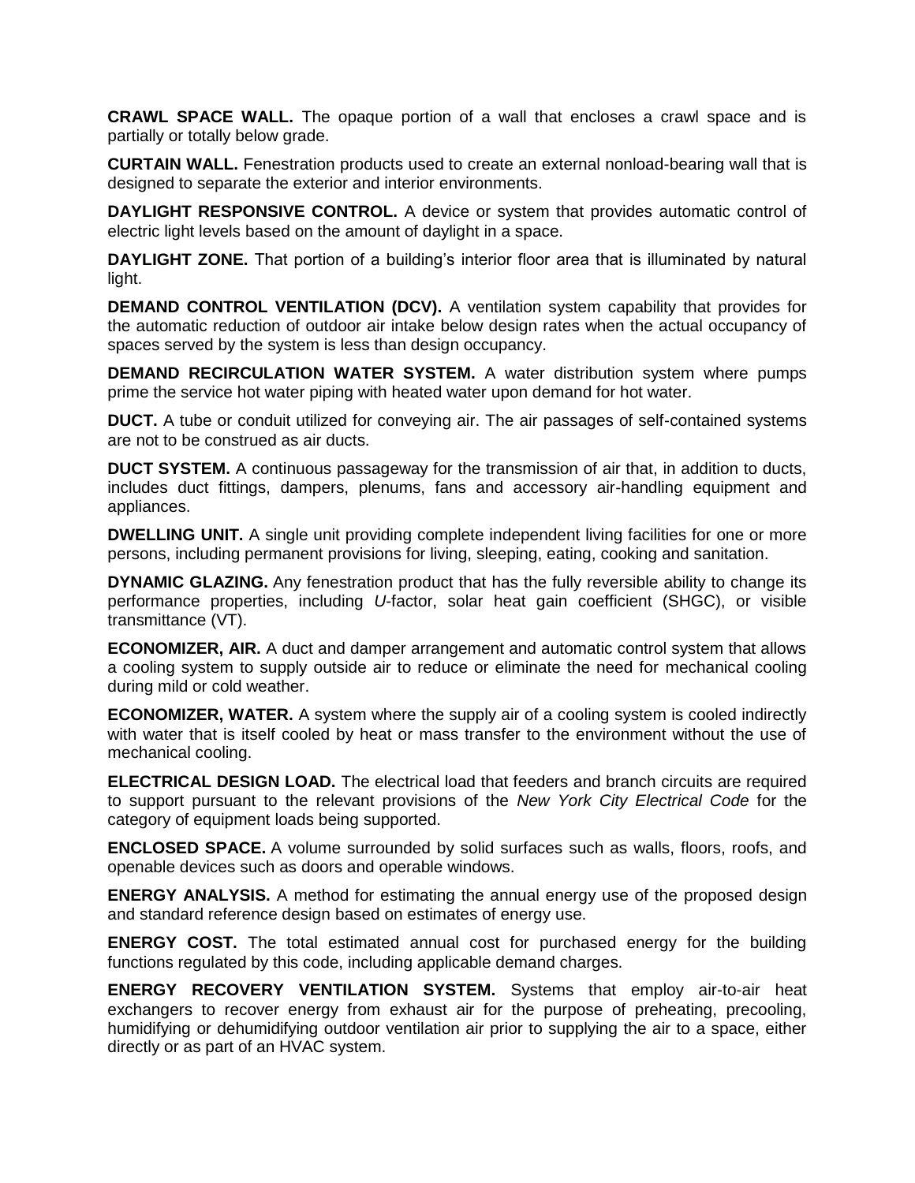**CRAWL SPACE WALL.** The opaque portion of a wall that encloses a crawl space and is partially or totally below grade.

**CURTAIN WALL.** Fenestration products used to create an external nonload-bearing wall that is designed to separate the exterior and interior environments.

**DAYLIGHT RESPONSIVE CONTROL.** A device or system that provides automatic control of electric light levels based on the amount of daylight in a space.

**DAYLIGHT ZONE.** That portion of a building's interior floor area that is illuminated by natural light.

**DEMAND CONTROL VENTILATION (DCV).** A ventilation system capability that provides for the automatic reduction of outdoor air intake below design rates when the actual occupancy of spaces served by the system is less than design occupancy.

**DEMAND RECIRCULATION WATER SYSTEM.** A water distribution system where pumps prime the service hot water piping with heated water upon demand for hot water.

**DUCT.** A tube or conduit utilized for conveying air. The air passages of self-contained systems are not to be construed as air ducts.

**DUCT SYSTEM.** A continuous passageway for the transmission of air that, in addition to ducts, includes duct fittings, dampers, plenums, fans and accessory air-handling equipment and appliances.

**DWELLING UNIT.** A single unit providing complete independent living facilities for one or more persons, including permanent provisions for living, sleeping, eating, cooking and sanitation.

**DYNAMIC GLAZING.** Any fenestration product that has the fully reversible ability to change its performance properties, including *U*-factor, solar heat gain coefficient (SHGC), or visible transmittance (VT).

**ECONOMIZER, AIR.** A duct and damper arrangement and automatic control system that allows a cooling system to supply outside air to reduce or eliminate the need for mechanical cooling during mild or cold weather.

**ECONOMIZER, WATER.** A system where the supply air of a cooling system is cooled indirectly with water that is itself cooled by heat or mass transfer to the environment without the use of mechanical cooling.

**ELECTRICAL DESIGN LOAD.** The electrical load that feeders and branch circuits are required to support pursuant to the relevant provisions of the *New York City Electrical Code* for the category of equipment loads being supported.

**ENCLOSED SPACE.** A volume surrounded by solid surfaces such as walls, floors, roofs, and openable devices such as doors and operable windows.

**ENERGY ANALYSIS.** A method for estimating the annual energy use of the proposed design and standard reference design based on estimates of energy use.

**ENERGY COST.** The total estimated annual cost for purchased energy for the building functions regulated by this code, including applicable demand charges.

**ENERGY RECOVERY VENTILATION SYSTEM.** Systems that employ air-to-air heat exchangers to recover energy from exhaust air for the purpose of preheating, precooling, humidifying or dehumidifying outdoor ventilation air prior to supplying the air to a space, either directly or as part of an HVAC system.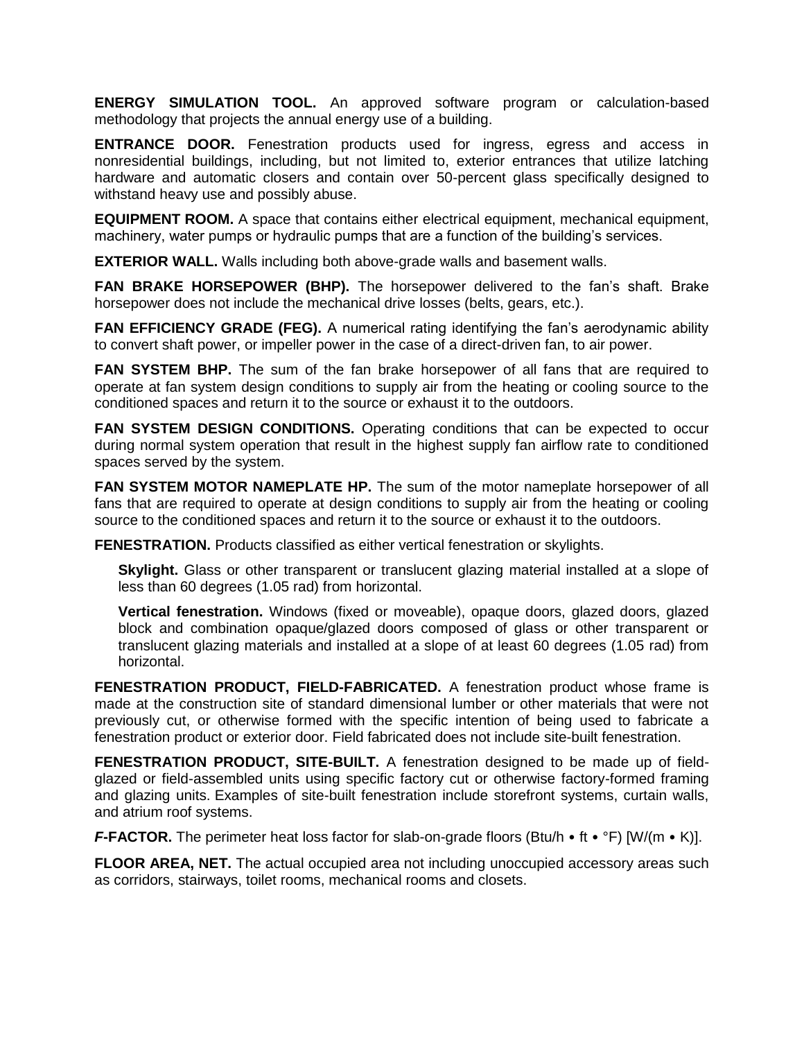**ENERGY SIMULATION TOOL.** An approved software program or calculation-based methodology that projects the annual energy use of a building.

**ENTRANCE DOOR.** Fenestration products used for ingress, egress and access in nonresidential buildings, including, but not limited to, exterior entrances that utilize latching hardware and automatic closers and contain over 50-percent glass specifically designed to withstand heavy use and possibly abuse.

**EQUIPMENT ROOM.** A space that contains either electrical equipment, mechanical equipment, machinery, water pumps or hydraulic pumps that are a function of the building's services.

**EXTERIOR WALL.** Walls including both above-grade walls and basement walls.

**FAN BRAKE HORSEPOWER (BHP).** The horsepower delivered to the fan's shaft. Brake horsepower does not include the mechanical drive losses (belts, gears, etc.).

**FAN EFFICIENCY GRADE (FEG).** A numerical rating identifying the fan's aerodynamic ability to convert shaft power, or impeller power in the case of a direct-driven fan, to air power.

**FAN SYSTEM BHP.** The sum of the fan brake horsepower of all fans that are required to operate at fan system design conditions to supply air from the heating or cooling source to the conditioned spaces and return it to the source or exhaust it to the outdoors.

**FAN SYSTEM DESIGN CONDITIONS.** Operating conditions that can be expected to occur during normal system operation that result in the highest supply fan airflow rate to conditioned spaces served by the system.

**FAN SYSTEM MOTOR NAMEPLATE HP.** The sum of the motor nameplate horsepower of all fans that are required to operate at design conditions to supply air from the heating or cooling source to the conditioned spaces and return it to the source or exhaust it to the outdoors.

**FENESTRATION.** Products classified as either vertical fenestration or skylights.

> **Skylight.** Glass or other transparent or translucent glazing material installed at a slope of less than 60 degrees (1.05 rad) from horizontal.
>
> **Vertical fenestration.** Windows (fixed or moveable), opaque doors, glazed doors, glazed block and combination opaque/glazed doors composed of glass or other transparent or translucent glazing materials and installed at a slope of at least 60 degrees (1.05 rad) from horizontal.

**FENESTRATION PRODUCT, FIELD-FABRICATED.** A fenestration product whose frame is made at the construction site of standard dimensional lumber or other materials that were not previously cut, or otherwise formed with the specific intention of being used to fabricate a fenestration product or exterior door. Field fabricated does not include site-built fenestration.

**FENESTRATION PRODUCT, SITE-BUILT.** A fenestration designed to be made up of field-glazed or field-assembled units using specific factory cut or otherwise factory-formed framing and glazing units. Examples of site-built fenestration include storefront systems, curtain walls, and atrium roof systems.

***F*-FACTOR.** The perimeter heat loss factor for slab-on-grade floors (Btu/h • ft • °F) [W/(m • K)].

**FLOOR AREA, NET.** The actual occupied area not including unoccupied accessory areas such as corridors, stairways, toilet rooms, mechanical rooms and closets.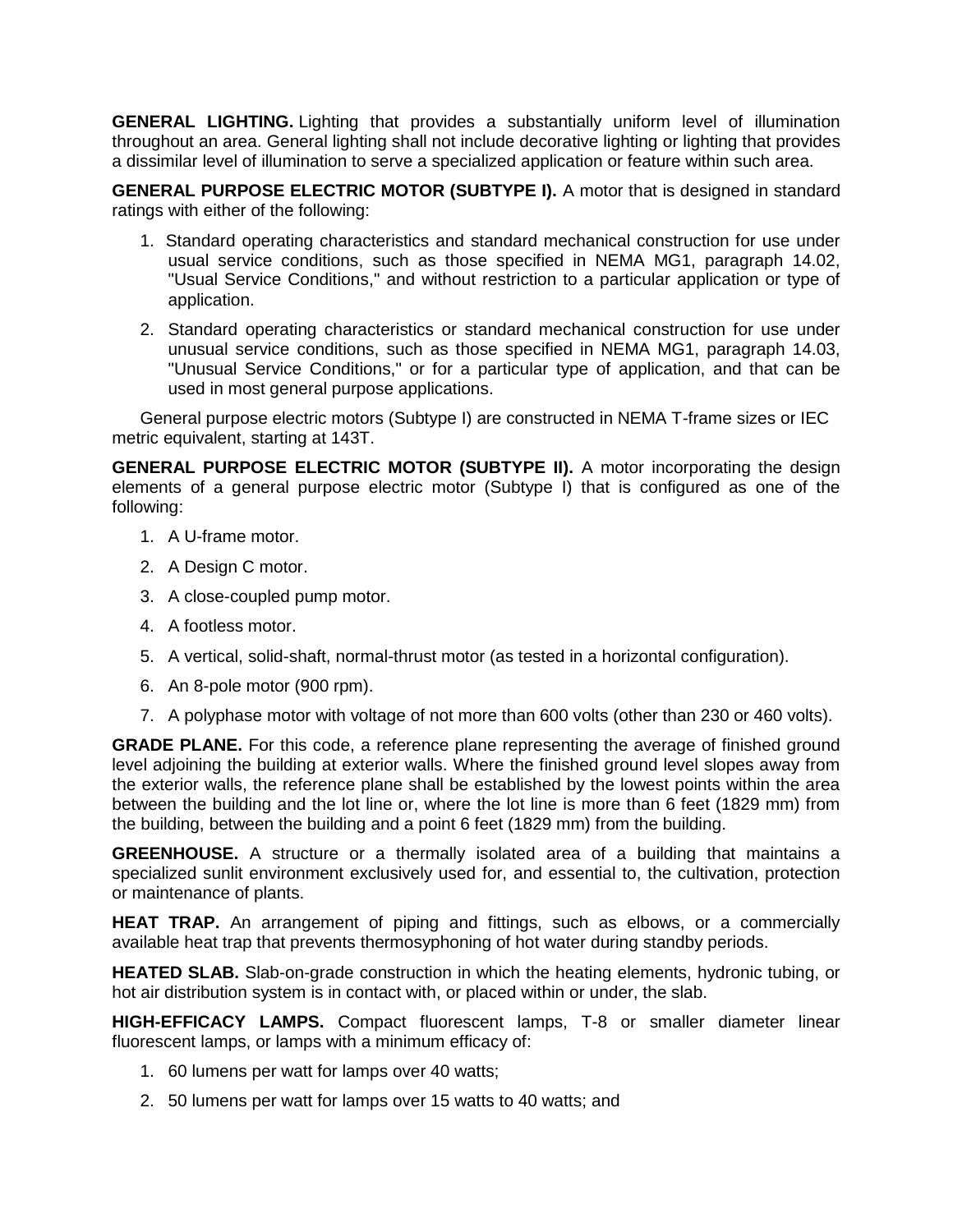**GENERAL LIGHTING.** Lighting that provides a substantially uniform level of illumination throughout an area. General lighting shall not include decorative lighting or lighting that provides a dissimilar level of illumination to serve a specialized application or feature within such area.

**GENERAL PURPOSE ELECTRIC MOTOR (SUBTYPE I).** A motor that is designed in standard ratings with either of the following:

1. Standard operating characteristics and standard mechanical construction for use under usual service conditions, such as those specified in NEMA MG1, paragraph 14.02, "Usual Service Conditions," and without restriction to a particular application or type of application.
2. Standard operating characteristics or standard mechanical construction for use under unusual service conditions, such as those specified in NEMA MG1, paragraph 14.03, "Unusual Service Conditions," or for a particular type of application, and that can be used in most general purpose applications.

General purpose electric motors (Subtype I) are constructed in NEMA T-frame sizes or IEC metric equivalent, starting at 143T.

**GENERAL PURPOSE ELECTRIC MOTOR (SUBTYPE II).** A motor incorporating the design elements of a general purpose electric motor (Subtype I) that is configured as one of the following:

1. A U-frame motor.
2. A Design C motor.
3. A close-coupled pump motor.
4. A footless motor.
5. A vertical, solid-shaft, normal-thrust motor (as tested in a horizontal configuration).
6. An 8-pole motor (900 rpm).
7. A polyphase motor with voltage of not more than 600 volts (other than 230 or 460 volts).

**GRADE PLANE.** For this code, a reference plane representing the average of finished ground level adjoining the building at exterior walls. Where the finished ground level slopes away from the exterior walls, the reference plane shall be established by the lowest points within the area between the building and the lot line or, where the lot line is more than 6 feet (1829 mm) from the building, between the building and a point 6 feet (1829 mm) from the building.

**GREENHOUSE.** A structure or a thermally isolated area of a building that maintains a specialized sunlit environment exclusively used for, and essential to, the cultivation, protection or maintenance of plants.

**HEAT TRAP.** An arrangement of piping and fittings, such as elbows, or a commercially available heat trap that prevents thermosyphoning of hot water during standby periods.

**HEATED SLAB.** Slab-on-grade construction in which the heating elements, hydronic tubing, or hot air distribution system is in contact with, or placed within or under, the slab.

**HIGH-EFFICACY LAMPS.** Compact fluorescent lamps, T-8 or smaller diameter linear fluorescent lamps, or lamps with a minimum efficacy of:

1. 60 lumens per watt for lamps over 40 watts;
2. 50 lumens per watt for lamps over 15 watts to 40 watts; and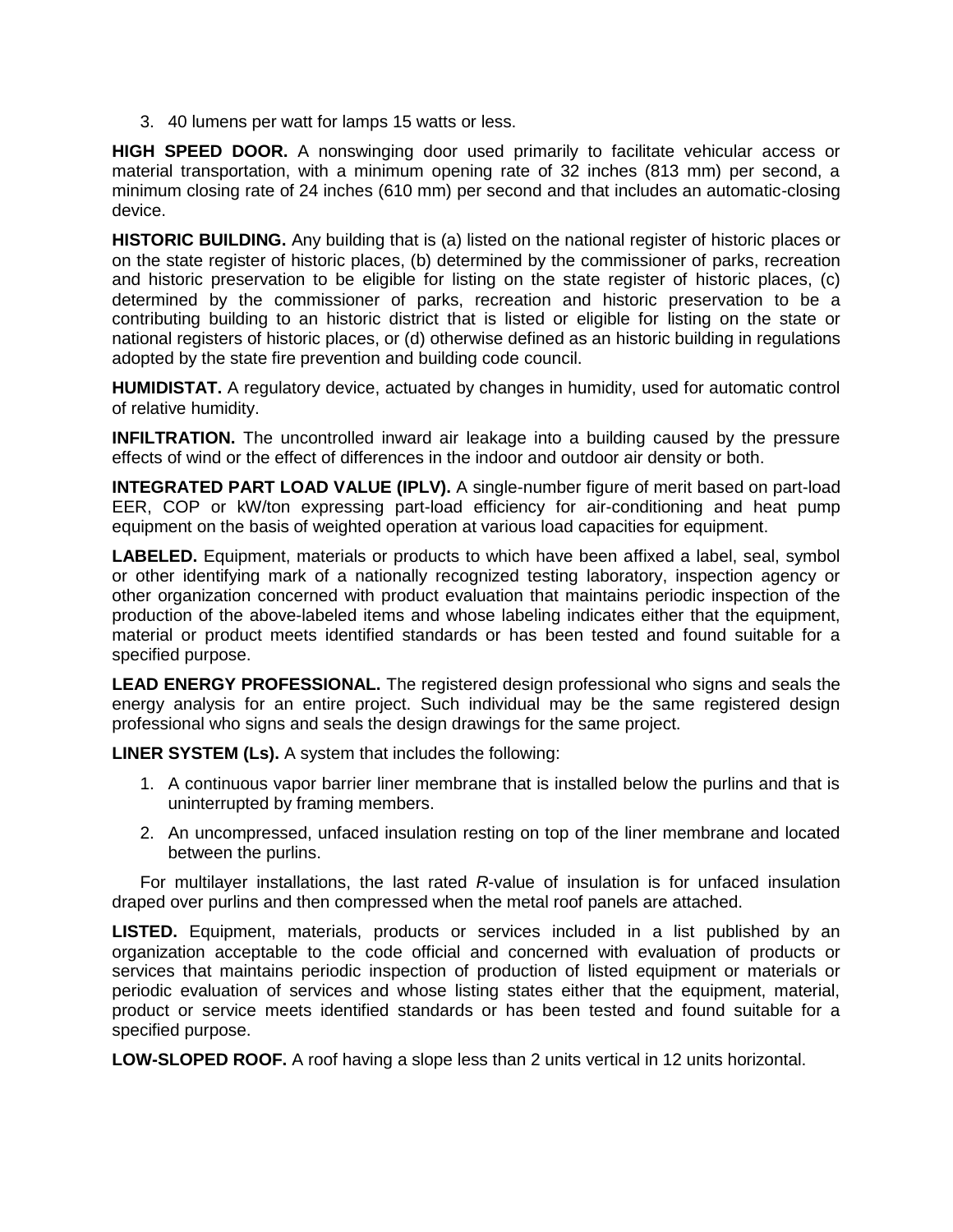3. 40 lumens per watt for lamps 15 watts or less.

**HIGH SPEED DOOR.** A nonswinging door used primarily to facilitate vehicular access or material transportation, with a minimum opening rate of 32 inches (813 mm) per second, a minimum closing rate of 24 inches (610 mm) per second and that includes an automatic-closing device.

**HISTORIC BUILDING.** Any building that is (a) listed on the national register of historic places or on the state register of historic places, (b) determined by the commissioner of parks, recreation and historic preservation to be eligible for listing on the state register of historic places, (c) determined by the commissioner of parks, recreation and historic preservation to be a contributing building to an historic district that is listed or eligible for listing on the state or national registers of historic places, or (d) otherwise defined as an historic building in regulations adopted by the state fire prevention and building code council.

**HUMIDISTAT.** A regulatory device, actuated by changes in humidity, used for automatic control of relative humidity.

**INFILTRATION.** The uncontrolled inward air leakage into a building caused by the pressure effects of wind or the effect of differences in the indoor and outdoor air density or both.

**INTEGRATED PART LOAD VALUE (IPLV).** A single-number figure of merit based on part-load EER, COP or kW/ton expressing part-load efficiency for air-conditioning and heat pump equipment on the basis of weighted operation at various load capacities for equipment.

**LABELED.** Equipment, materials or products to which have been affixed a label, seal, symbol or other identifying mark of a nationally recognized testing laboratory, inspection agency or other organization concerned with product evaluation that maintains periodic inspection of the production of the above-labeled items and whose labeling indicates either that the equipment, material or product meets identified standards or has been tested and found suitable for a specified purpose.

**LEAD ENERGY PROFESSIONAL.** The registered design professional who signs and seals the energy analysis for an entire project. Such individual may be the same registered design professional who signs and seals the design drawings for the same project.

**LINER SYSTEM (Ls).** A system that includes the following:

1. A continuous vapor barrier liner membrane that is installed below the purlins and that is uninterrupted by framing members.
2. An uncompressed, unfaced insulation resting on top of the liner membrane and located between the purlins.

For multilayer installations, the last rated *R*-value of insulation is for unfaced insulation draped over purlins and then compressed when the metal roof panels are attached.

**LISTED.** Equipment, materials, products or services included in a list published by an organization acceptable to the code official and concerned with evaluation of products or services that maintains periodic inspection of production of listed equipment or materials or periodic evaluation of services and whose listing states either that the equipment, material, product or service meets identified standards or has been tested and found suitable for a specified purpose.

**LOW-SLOPED ROOF.** A roof having a slope less than 2 units vertical in 12 units horizontal.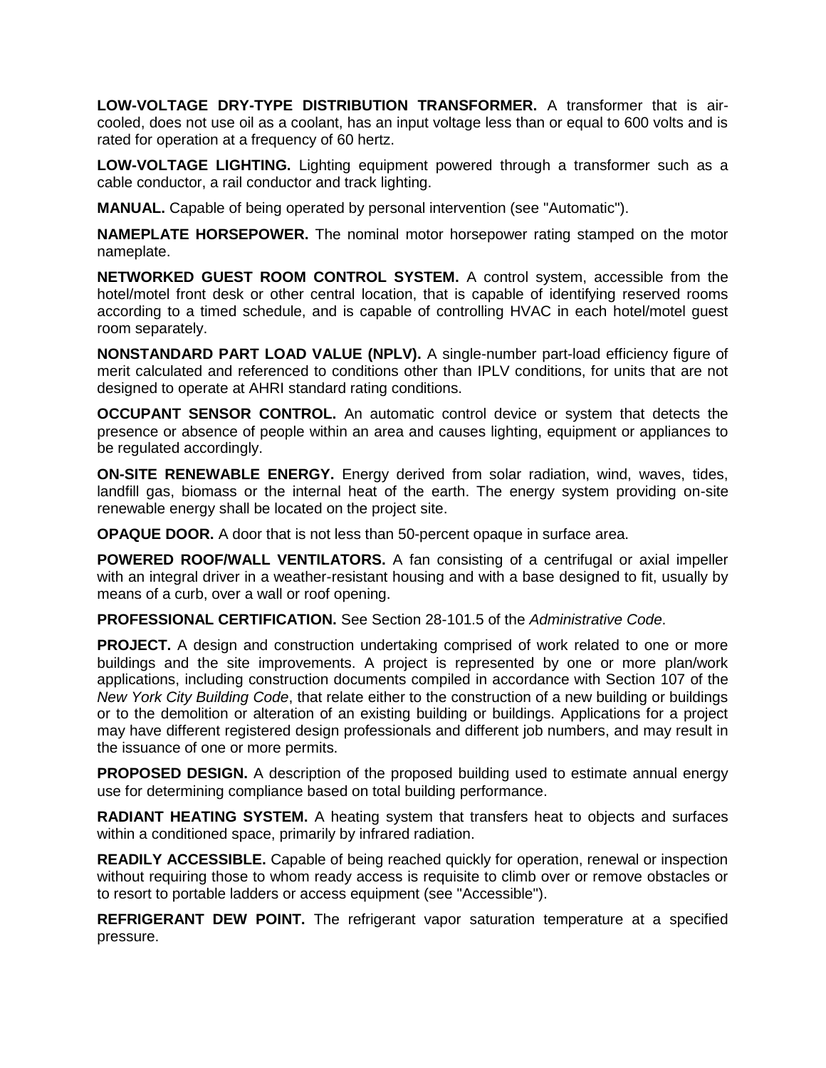**LOW-VOLTAGE DRY-TYPE DISTRIBUTION TRANSFORMER.** A transformer that is air-cooled, does not use oil as a coolant, has an input voltage less than or equal to 600 volts and is rated for operation at a frequency of 60 hertz.

**LOW-VOLTAGE LIGHTING.** Lighting equipment powered through a transformer such as a cable conductor, a rail conductor and track lighting.

**MANUAL.** Capable of being operated by personal intervention (see "Automatic").

**NAMEPLATE HORSEPOWER.** The nominal motor horsepower rating stamped on the motor nameplate.

**NETWORKED GUEST ROOM CONTROL SYSTEM.** A control system, accessible from the hotel/motel front desk or other central location, that is capable of identifying reserved rooms according to a timed schedule, and is capable of controlling HVAC in each hotel/motel guest room separately.

**NONSTANDARD PART LOAD VALUE (NPLV).** A single-number part-load efficiency figure of merit calculated and referenced to conditions other than IPLV conditions, for units that are not designed to operate at AHRI standard rating conditions.

**OCCUPANT SENSOR CONTROL.** An automatic control device or system that detects the presence or absence of people within an area and causes lighting, equipment or appliances to be regulated accordingly.

**ON-SITE RENEWABLE ENERGY.** Energy derived from solar radiation, wind, waves, tides, landfill gas, biomass or the internal heat of the earth. The energy system providing on-site renewable energy shall be located on the project site.

**OPAQUE DOOR.** A door that is not less than 50-percent opaque in surface area.

**POWERED ROOF/WALL VENTILATORS.** A fan consisting of a centrifugal or axial impeller with an integral driver in a weather-resistant housing and with a base designed to fit, usually by means of a curb, over a wall or roof opening.

**PROFESSIONAL CERTIFICATION.** See Section 28-101.5 of the *Administrative Code*.

**PROJECT.** A design and construction undertaking comprised of work related to one or more buildings and the site improvements. A project is represented by one or more plan/work applications, including construction documents compiled in accordance with Section 107 of the *New York City Building Code*, that relate either to the construction of a new building or buildings or to the demolition or alteration of an existing building or buildings. Applications for a project may have different registered design professionals and different job numbers, and may result in the issuance of one or more permits.

**PROPOSED DESIGN.** A description of the proposed building used to estimate annual energy use for determining compliance based on total building performance.

**RADIANT HEATING SYSTEM.** A heating system that transfers heat to objects and surfaces within a conditioned space, primarily by infrared radiation.

**READILY ACCESSIBLE.** Capable of being reached quickly for operation, renewal or inspection without requiring those to whom ready access is requisite to climb over or remove obstacles or to resort to portable ladders or access equipment (see "Accessible").

**REFRIGERANT DEW POINT.** The refrigerant vapor saturation temperature at a specified pressure.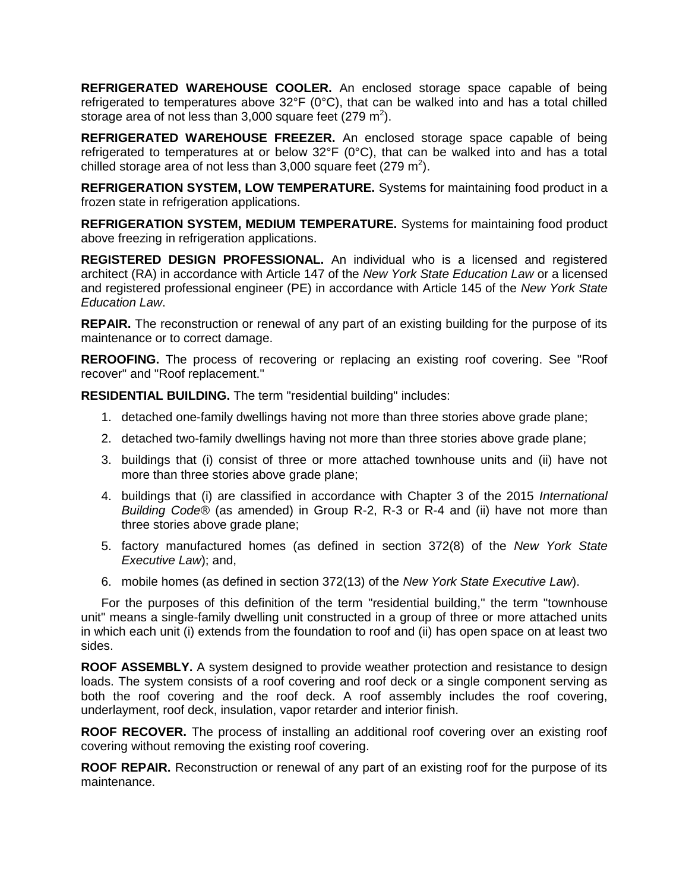**REFRIGERATED WAREHOUSE COOLER.** An enclosed storage space capable of being refrigerated to temperatures above 32°F (0°C), that can be walked into and has a total chilled storage area of not less than 3,000 square feet (279 $m^2$).

**REFRIGERATED WAREHOUSE FREEZER.** An enclosed storage space capable of being refrigerated to temperatures at or below 32°F (0°C), that can be walked into and has a total chilled storage area of not less than 3,000 square feet (279 $m^2$).

**REFRIGERATION SYSTEM, LOW TEMPERATURE.** Systems for maintaining food product in a frozen state in refrigeration applications.

**REFRIGERATION SYSTEM, MEDIUM TEMPERATURE.** Systems for maintaining food product above freezing in refrigeration applications.

**REGISTERED DESIGN PROFESSIONAL.** An individual who is a licensed and registered architect (RA) in accordance with Article 147 of the *New York State Education Law* or a licensed and registered professional engineer (PE) in accordance with Article 145 of the *New York State Education Law*.

**REPAIR.** The reconstruction or renewal of any part of an existing building for the purpose of its maintenance or to correct damage.

**REROOFING.** The process of recovering or replacing an existing roof covering. See "Roof recover" and "Roof replacement."

**RESIDENTIAL BUILDING.** The term "residential building" includes:

1. detached one-family dwellings having not more than three stories above grade plane;
2. detached two-family dwellings having not more than three stories above grade plane;
3. buildings that (i) consist of three or more attached townhouse units and (ii) have not more than three stories above grade plane;
4. buildings that (i) are classified in accordance with Chapter 3 of the 2015 *International Building Code®* (as amended) in Group R-2, R-3 or R-4 and (ii) have not more than three stories above grade plane;
5. factory manufactured homes (as defined in section 372(8) of the *New York State Executive Law*); and,
6. mobile homes (as defined in section 372(13) of the *New York State Executive Law*).

For the purposes of this definition of the term "residential building," the term "townhouse unit" means a single-family dwelling unit constructed in a group of three or more attached units in which each unit (i) extends from the foundation to roof and (ii) has open space on at least two sides.

**ROOF ASSEMBLY.** A system designed to provide weather protection and resistance to design loads. The system consists of a roof covering and roof deck or a single component serving as both the roof covering and the roof deck. A roof assembly includes the roof covering, underlayment, roof deck, insulation, vapor retarder and interior finish.

**ROOF RECOVER.** The process of installing an additional roof covering over an existing roof covering without removing the existing roof covering.

**ROOF REPAIR.** Reconstruction or renewal of any part of an existing roof for the purpose of its maintenance.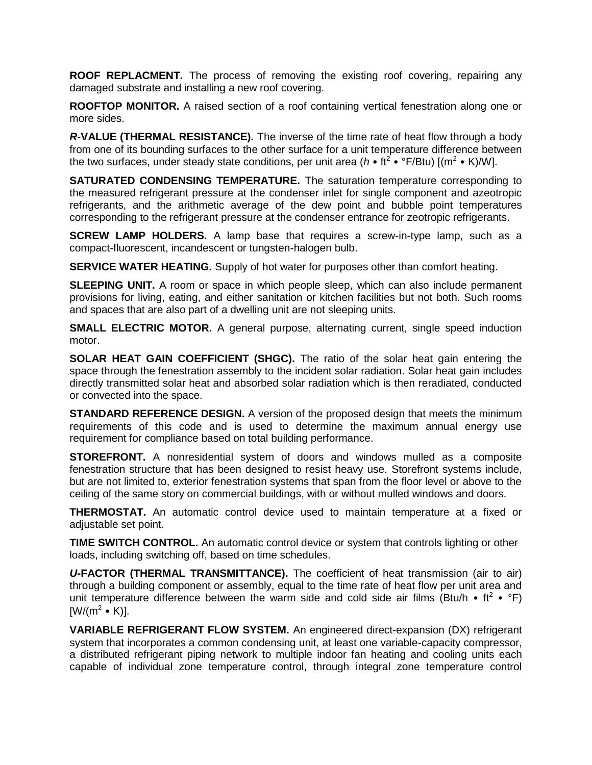**ROOF REPLACMENT.** The process of removing the existing roof covering, repairing any damaged substrate and installing a new roof covering.

**ROOFTOP MONITOR.** A raised section of a roof containing vertical fenestration along one or more sides.

***R*-VALUE (THERMAL RESISTANCE).** The inverse of the time rate of heat flow through a body from one of its bounding surfaces to the other surface for a unit temperature difference between the two surfaces, under steady state conditions, per unit area ($h \bullet ft^2 \bullet °F/Btu$) [$(m^2 \bullet K)/W$].

**SATURATED CONDENSING TEMPERATURE.** The saturation temperature corresponding to the measured refrigerant pressure at the condenser inlet for single component and azeotropic refrigerants, and the arithmetic average of the dew point and bubble point temperatures corresponding to the refrigerant pressure at the condenser entrance for zeotropic refrigerants.

**SCREW LAMP HOLDERS.** A lamp base that requires a screw-in-type lamp, such as a compact-fluorescent, incandescent or tungsten-halogen bulb.

**SERVICE WATER HEATING.** Supply of hot water for purposes other than comfort heating.

**SLEEPING UNIT.** A room or space in which people sleep, which can also include permanent provisions for living, eating, and either sanitation or kitchen facilities but not both. Such rooms and spaces that are also part of a dwelling unit are not sleeping units.

**SMALL ELECTRIC MOTOR.** A general purpose, alternating current, single speed induction motor.

**SOLAR HEAT GAIN COEFFICIENT (SHGC).** The ratio of the solar heat gain entering the space through the fenestration assembly to the incident solar radiation. Solar heat gain includes directly transmitted solar heat and absorbed solar radiation which is then reradiated, conducted or convected into the space.

**STANDARD REFERENCE DESIGN.** A version of the proposed design that meets the minimum requirements of this code and is used to determine the maximum annual energy use requirement for compliance based on total building performance.

**STOREFRONT.** A nonresidential system of doors and windows mulled as a composite fenestration structure that has been designed to resist heavy use. Storefront systems include, but are not limited to, exterior fenestration systems that span from the floor level or above to the ceiling of the same story on commercial buildings, with or without mulled windows and doors.

**THERMOSTAT.** An automatic control device used to maintain temperature at a fixed or adjustable set point.

**TIME SWITCH CONTROL.** An automatic control device or system that controls lighting or other loads, including switching off, based on time schedules.

***U*-FACTOR (THERMAL TRANSMITTANCE).** The coefficient of heat transmission (air to air) through a building component or assembly, equal to the time rate of heat flow per unit area and unit temperature difference between the warm side and cold side air films ($Btu/h \bullet ft^2 \bullet °F$) [$W/(m^2 \bullet K)$].

**VARIABLE REFRIGERANT FLOW SYSTEM.** An engineered direct-expansion (DX) refrigerant system that incorporates a common condensing unit, at least one variable-capacity compressor, a distributed refrigerant piping network to multiple indoor fan heating and cooling units each capable of individual zone temperature control, through integral zone temperature control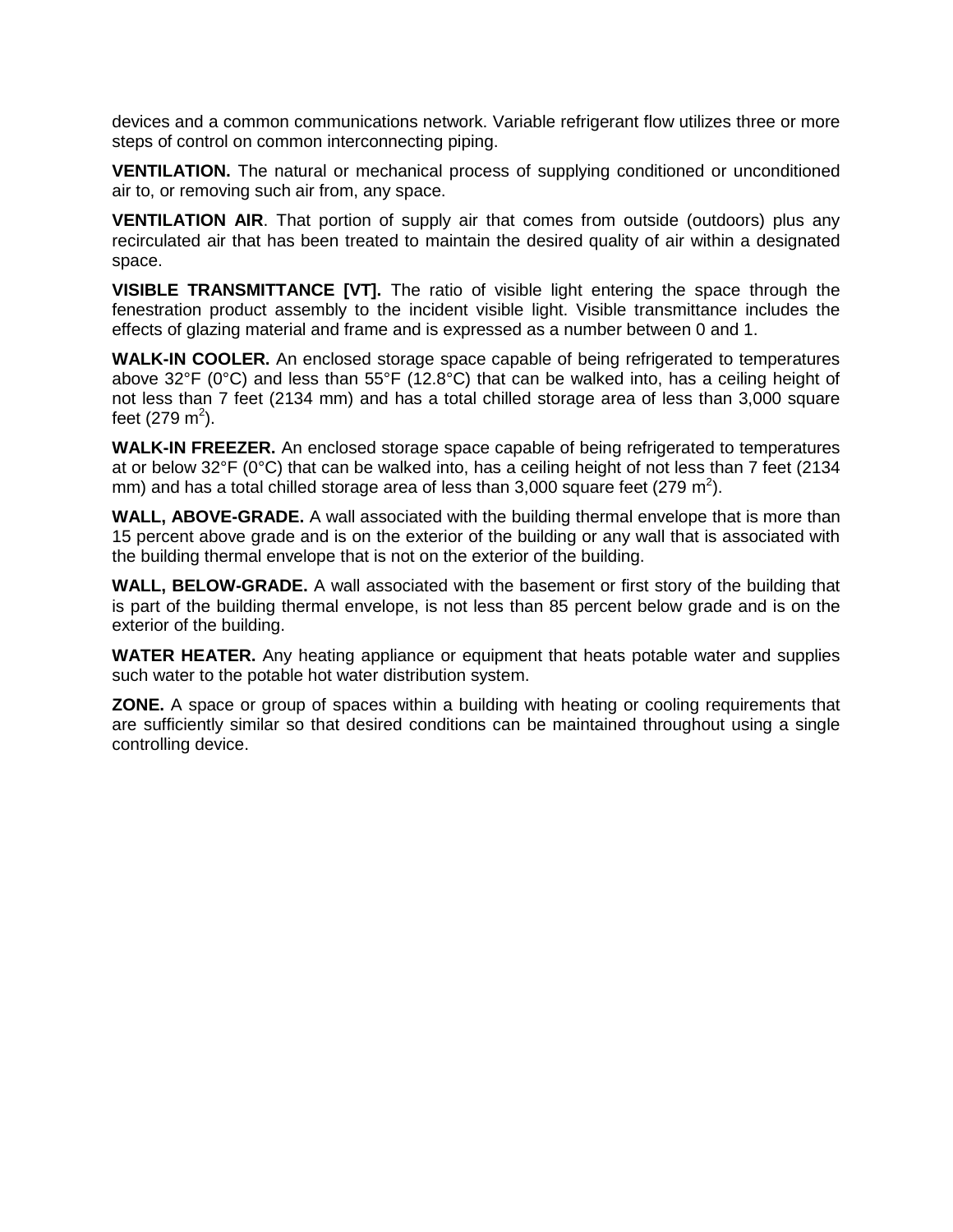devices and a common communications network. Variable refrigerant flow utilizes three or more steps of control on common interconnecting piping.

**VENTILATION.** The natural or mechanical process of supplying conditioned or unconditioned air to, or removing such air from, any space.

**VENTILATION AIR**. That portion of supply air that comes from outside (outdoors) plus any recirculated air that has been treated to maintain the desired quality of air within a designated space.

**VISIBLE TRANSMITTANCE [VT].** The ratio of visible light entering the space through the fenestration product assembly to the incident visible light. Visible transmittance includes the effects of glazing material and frame and is expressed as a number between 0 and 1.

**WALK-IN COOLER.** An enclosed storage space capable of being refrigerated to temperatures above 32°F (0°C) and less than 55°F (12.8°C) that can be walked into, has a ceiling height of not less than 7 feet (2134 mm) and has a total chilled storage area of less than 3,000 square feet (279 $m^2$).

**WALK-IN FREEZER.** An enclosed storage space capable of being refrigerated to temperatures at or below 32°F (0°C) that can be walked into, has a ceiling height of not less than 7 feet (2134 mm) and has a total chilled storage area of less than 3,000 square feet (279 $m^2$).

**WALL, ABOVE-GRADE.** A wall associated with the building thermal envelope that is more than 15 percent above grade and is on the exterior of the building or any wall that is associated with the building thermal envelope that is not on the exterior of the building.

**WALL, BELOW-GRADE.** A wall associated with the basement or first story of the building that is part of the building thermal envelope, is not less than 85 percent below grade and is on the exterior of the building.

**WATER HEATER.** Any heating appliance or equipment that heats potable water and supplies such water to the potable hot water distribution system.

**ZONE.** A space or group of spaces within a building with heating or cooling requirements that are sufficiently similar so that desired conditions can be maintained throughout using a single controlling device.